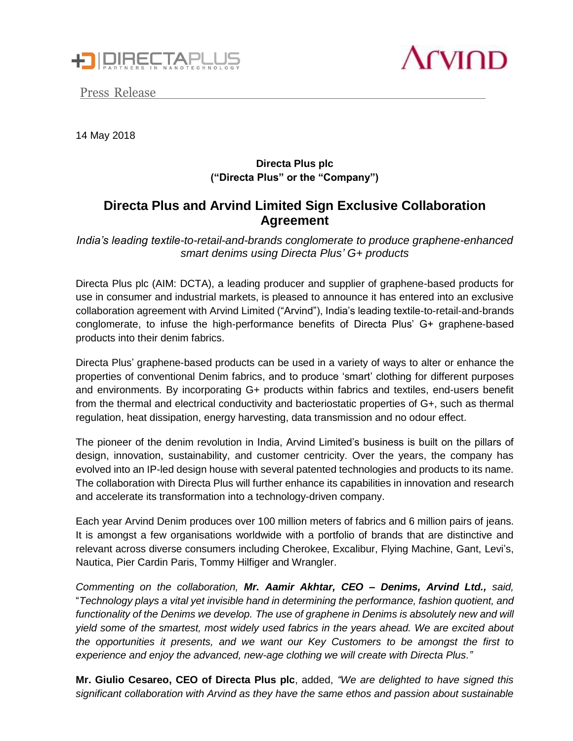Press Release

14 May 2018

**Directa Plus plc**
**("Directa Plus" or the "Company")**

# Directa Plus and Arvind Limited Sign Exclusive Collaboration Agreement

*India's leading textile-to-retail-and-brands conglomerate to produce graphene-enhanced smart denims using Directa Plus' G+ products*

Directa Plus plc (AIM: DCTA), a leading producer and supplier of graphene-based products for use in consumer and industrial markets, is pleased to announce it has entered into an exclusive collaboration agreement with Arvind Limited ("Arvind"), India's leading textile-to-retail-and-brands conglomerate, to infuse the high-performance benefits of Directa Plus' G+ graphene-based products into their denim fabrics.

Directa Plus' graphene-based products can be used in a variety of ways to alter or enhance the properties of conventional Denim fabrics, and to produce 'smart' clothing for different purposes and environments. By incorporating G+ products within fabrics and textiles, end-users benefit from the thermal and electrical conductivity and bacteriostatic properties of G+, such as thermal regulation, heat dissipation, energy harvesting, data transmission and no odour effect.

The pioneer of the denim revolution in India, Arvind Limited's business is built on the pillars of design, innovation, sustainability, and customer centricity. Over the years, the company has evolved into an IP-led design house with several patented technologies and products to its name. The collaboration with Directa Plus will further enhance its capabilities in innovation and research and accelerate its transformation into a technology-driven company.

Each year Arvind Denim produces over 100 million meters of fabrics and 6 million pairs of jeans. It is amongst a few organisations worldwide with a portfolio of brands that are distinctive and relevant across diverse consumers including Cherokee, Excalibur, Flying Machine, Gant, Levi's, Nautica, Pier Cardin Paris, Tommy Hilfiger and Wrangler.

*Commenting on the collaboration,* ***Mr. Aamir Akhtar, CEO – Denims, Arvind Ltd.,*** *said,* "*Technology plays a vital yet invisible hand in determining the performance, fashion quotient, and functionality of the Denims we develop. The use of graphene in Denims is absolutely new and will yield some of the smartest, most widely used fabrics in the years ahead. We are excited about the opportunities it presents, and we want our Key Customers to be amongst the first to experience and enjoy the advanced, new-age clothing we will create with Directa Plus."*

**Mr. Giulio Cesareo, CEO of Directa Plus plc**, added, *"We are delighted to have signed this significant collaboration with Arvind as they have the same ethos and passion about sustainable*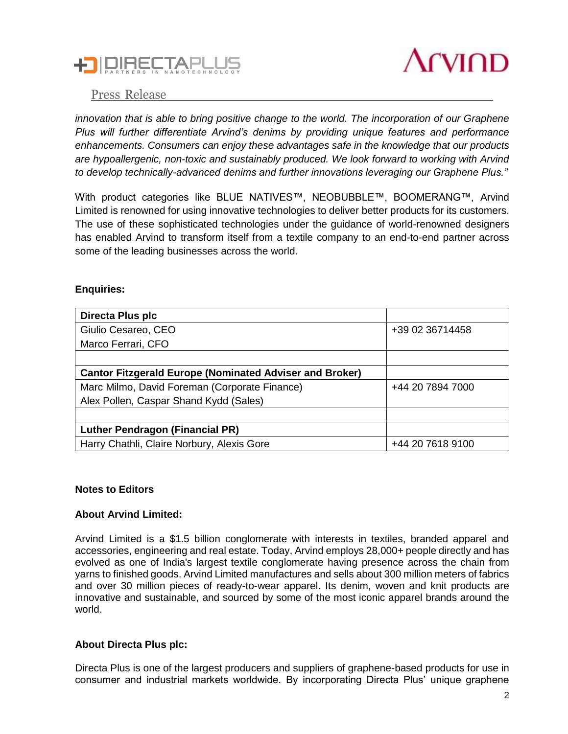*innovation that is able to bring positive change to the world. The incorporation of our Graphene Plus will further differentiate Arvind's denims by providing unique features and performance enhancements. Consumers can enjoy these advantages safe in the knowledge that our products are hypoallergenic, non-toxic and sustainably produced. We look forward to working with Arvind to develop technically-advanced denims and further innovations leveraging our Graphene Plus."*

With product categories like BLUE NATIVES™, NEOBUBBLE™, BOOMERANG™, Arvind Limited is renowned for using innovative technologies to deliver better products for its customers. The use of these sophisticated technologies under the guidance of world-renowned designers has enabled Arvind to transform itself from a textile company to an end-to-end partner across some of the leading businesses across the world.

**Enquiries:**

| **Directa Plus plc** | |
|---|---|
| Giulio Cesareo, CEO<br>Marco Ferrari, CFO | +39 02 36714458 |
| | |
| **Cantor Fitzgerald Europe (Nominated Adviser and Broker)** | |
| Marc Milmo, David Foreman (Corporate Finance)<br>Alex Pollen, Caspar Shand Kydd (Sales) | +44 20 7894 7000 |
| | |
| **Luther Pendragon (Financial PR)** | |
| Harry Chathli, Claire Norbury, Alexis Gore | +44 20 7618 9100 |

**Notes to Editors**

**About Arvind Limited:**

Arvind Limited is a $1.5 billion conglomerate with interests in textiles, branded apparel and accessories, engineering and real estate. Today, Arvind employs 28,000+ people directly and has evolved as one of India's largest textile conglomerate having presence across the chain from yarns to finished goods. Arvind Limited manufactures and sells about 300 million meters of fabrics and over 30 million pieces of ready-to-wear apparel. Its denim, woven and knit products are innovative and sustainable, and sourced by some of the most iconic apparel brands around the world.

**About Directa Plus plc:**

Directa Plus is one of the largest producers and suppliers of graphene-based products for use in consumer and industrial markets worldwide. By incorporating Directa Plus' unique graphene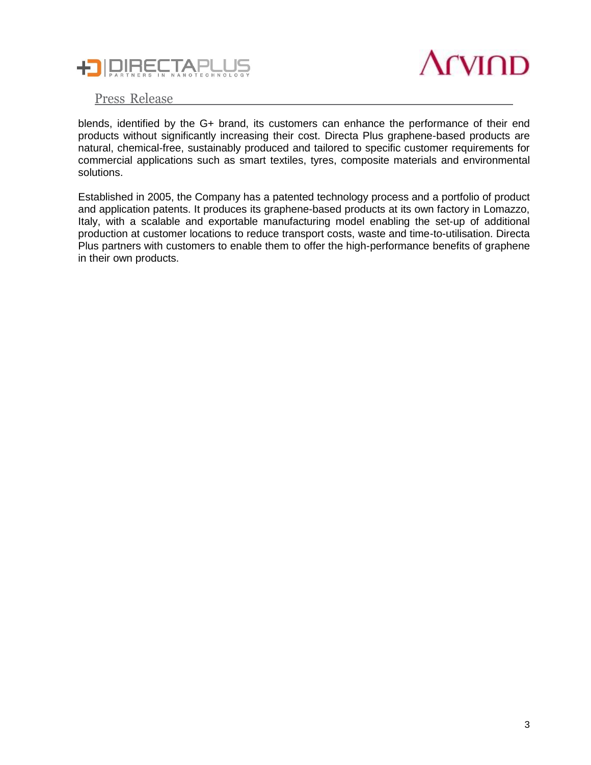blends, identified by the G+ brand, its customers can enhance the performance of their end products without significantly increasing their cost. Directa Plus graphene-based products are natural, chemical-free, sustainably produced and tailored to specific customer requirements for commercial applications such as smart textiles, tyres, composite materials and environmental solutions.

Established in 2005, the Company has a patented technology process and a portfolio of product and application patents. It produces its graphene-based products at its own factory in Lomazzo, Italy, with a scalable and exportable manufacturing model enabling the set-up of additional production at customer locations to reduce transport costs, waste and time-to-utilisation. Directa Plus partners with customers to enable them to offer the high-performance benefits of graphene in their own products.